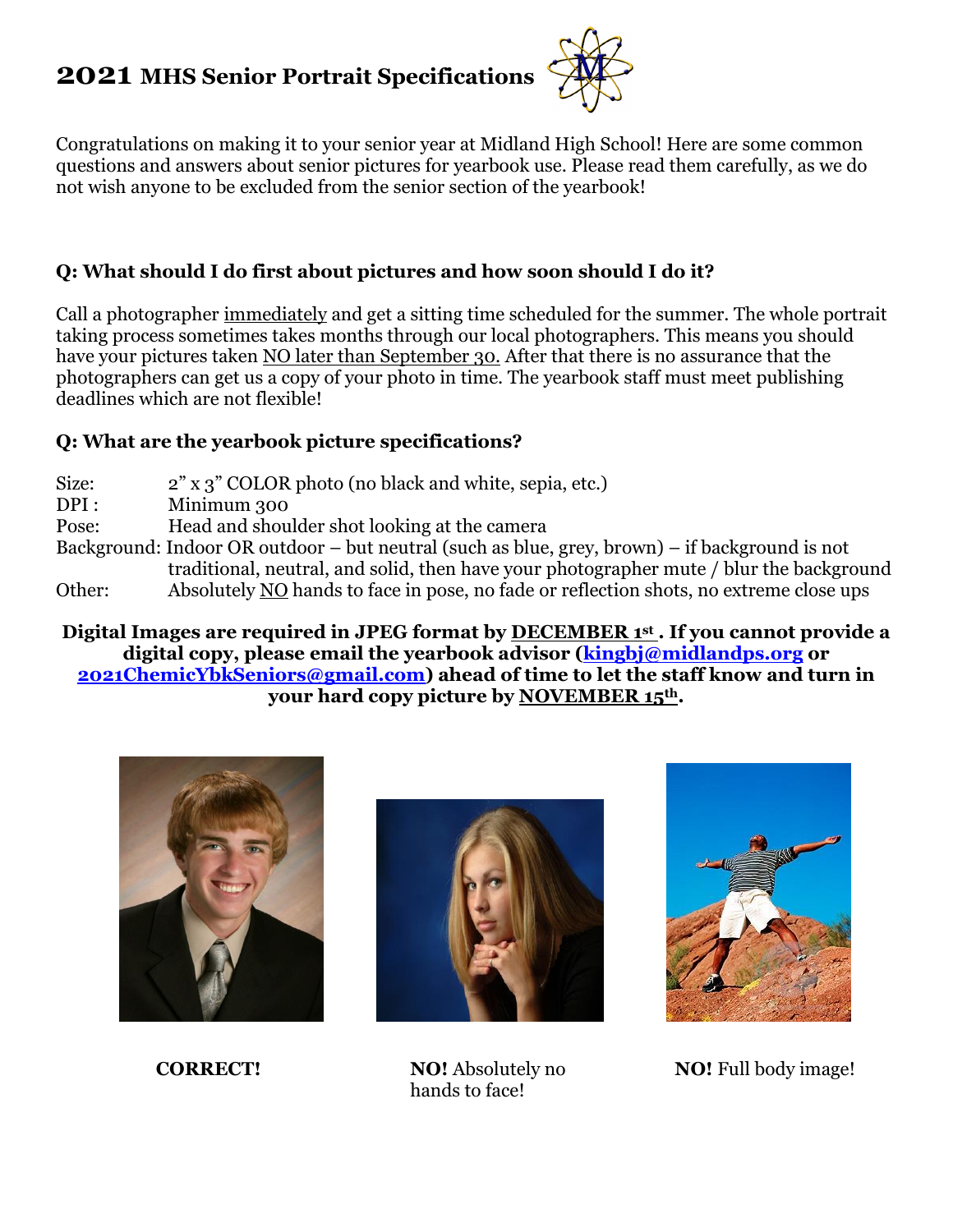# 2021 MHS Senior Portrait Specifications

Congratulations on making it to your senior year at Midland High School! Here are some common questions and answers about senior pictures for yearbook use. Please read them carefully, as we do not wish anyone to be excluded from the senior section of the yearbook!

### Q: What should I do first about pictures and how soon should I do it?

Call a photographer immediately and get a sitting time scheduled for the summer. The whole portrait taking process sometimes takes months through our local photographers. This means you should have your pictures taken NO later than September 30. After that there is no assurance that the photographers can get us a copy of your photo in time. The yearbook staff must meet publishing deadlines which are not flexible!

### Q: What are the yearbook picture specifications?

| | |
|---|---|
| Size: | 2" x 3" COLOR photo (no black and white, sepia, etc.) |
| DPI : | Minimum 300 |
| Pose: | Head and shoulder shot looking at the camera |
| Background: | Indoor OR outdoor – but neutral (such as blue, grey, brown) – if background is not traditional, neutral, and solid, then have your photographer mute / blur the background |
| Other: | Absolutely NO hands to face in pose, no fade or reflection shots, no extreme close ups |

**Digital Images are required in JPEG format by DECEMBER 1st . If you cannot provide a digital copy, please email the yearbook advisor (kingbj@midlandps.org or 2021ChemicYbkSeniors@gmail.com) ahead of time to let the staff know and turn in your hard copy picture by NOVEMBER 15th.**

**CORRECT!**

**NO!** Absolutely no hands to face!

**NO!** Full body image!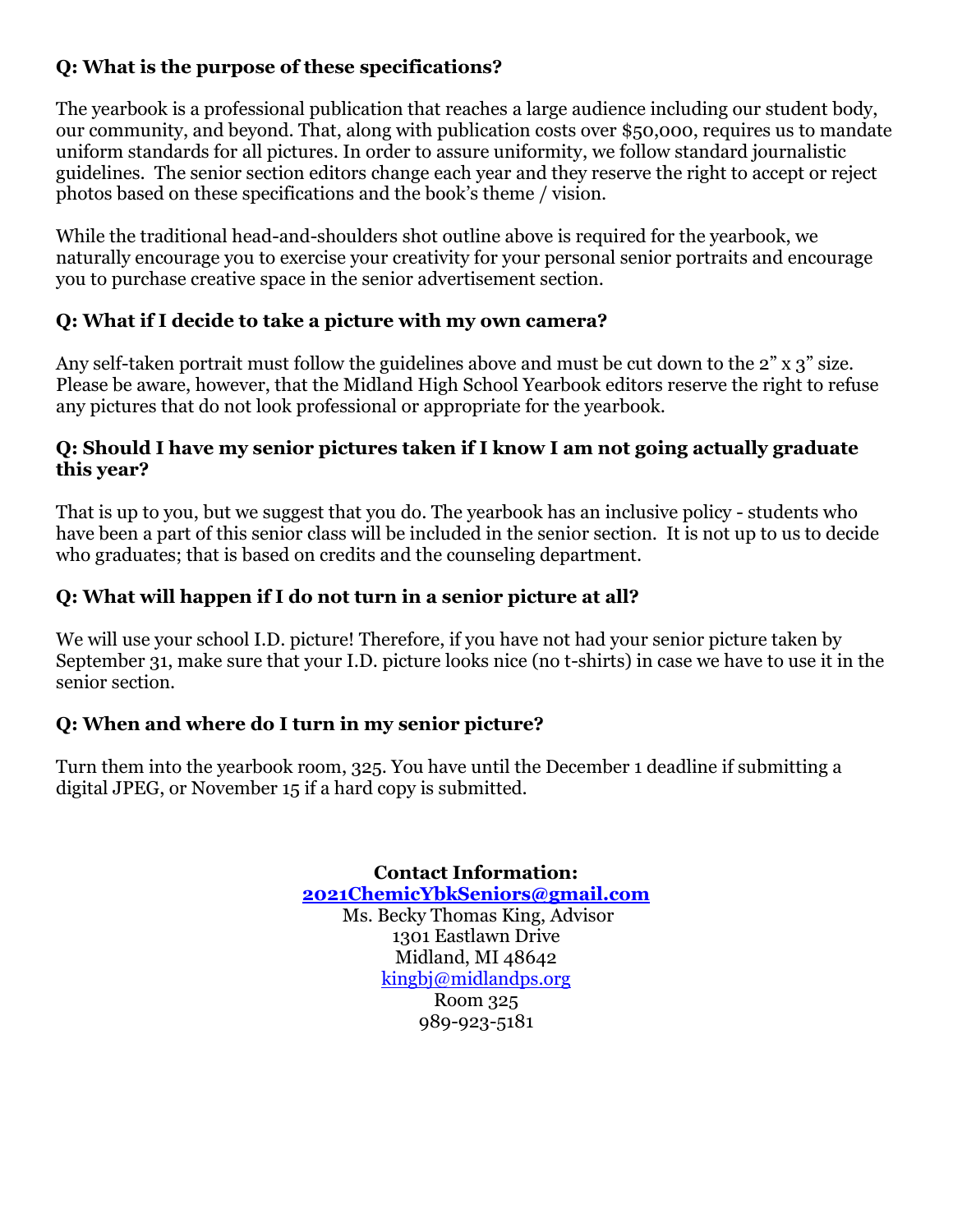**Q: What is the purpose of these specifications?**

The yearbook is a professional publication that reaches a large audience including our student body, our community, and beyond. That, along with publication costs over $50,000, requires us to mandate uniform standards for all pictures. In order to assure uniformity, we follow standard journalistic guidelines. The senior section editors change each year and they reserve the right to accept or reject photos based on these specifications and the book's theme / vision.

While the traditional head-and-shoulders shot outline above is required for the yearbook, we naturally encourage you to exercise your creativity for your personal senior portraits and encourage you to purchase creative space in the senior advertisement section.

**Q: What if I decide to take a picture with my own camera?**

Any self-taken portrait must follow the guidelines above and must be cut down to the 2" x 3" size. Please be aware, however, that the Midland High School Yearbook editors reserve the right to refuse any pictures that do not look professional or appropriate for the yearbook.

**Q: Should I have my senior pictures taken if I know I am not going actually graduate this year?**

That is up to you, but we suggest that you do. The yearbook has an inclusive policy - students who have been a part of this senior class will be included in the senior section. It is not up to us to decide who graduates; that is based on credits and the counseling department.

**Q: What will happen if I do not turn in a senior picture at all?**

We will use your school I.D. picture! Therefore, if you have not had your senior picture taken by September 31, make sure that your I.D. picture looks nice (no t-shirts) in case we have to use it in the senior section.

**Q: When and where do I turn in my senior picture?**

Turn them into the yearbook room, 325. You have until the December 1 deadline if submitting a digital JPEG, or November 15 if a hard copy is submitted.

**Contact Information:**
**2021ChemicYbkSeniors@gmail.com**
Ms. Becky Thomas King, Advisor
1301 Eastlawn Drive
Midland, MI 48642
kingbj@midlandps.org
Room 325
989-923-5181